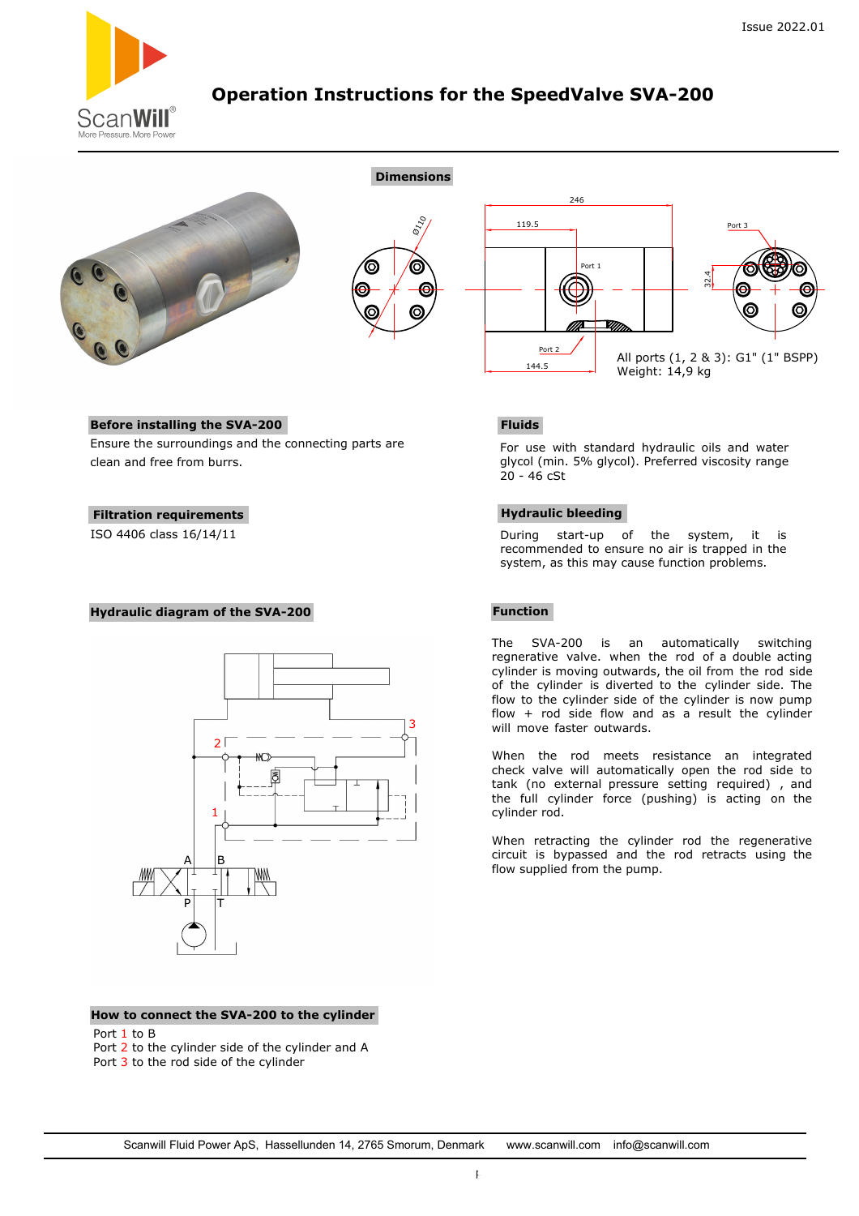Issue 2022.01

# Operation Instructions for the SpeedValve SVA-200

## Dimensions

246

119.5

144.5

Ø110

Port 1

Port 2

Port 3

32.4

All ports (1, 2 & 3): G1" (1" BSPP)
Weight: 14,9 kg

## Before installing the SVA-200

Ensure the surroundings and the connecting parts are clean and free from burrs.

## Filtration requirements

ISO 4406 class 16/14/11

## Fluids

For use with standard hydraulic oils and water glycol (min. 5% glycol). Preferred viscosity range 20 - 46 cSt

## Hydraulic bleeding

During start-up of the system, it is recommended to ensure no air is trapped in the system, as this may cause function problems.

## Hydraulic diagram of the SVA-200

3

2

1

A

B

P

T

## Function

The SVA-200 is an automatically switching regnerative valve. when the rod of a double acting cylinder is moving outwards, the oil from the rod side of the cylinder is diverted to the cylinder side. The flow to the cylinder side of the cylinder is now pump flow + rod side flow and as a result the cylinder will move faster outwards.

When the rod meets resistance an integrated check valve will automatically open the rod side to tank (no external pressure setting required) , and the full cylinder force (pushing) is acting on the cylinder rod.

When retracting the cylinder rod the regenerative circuit is bypassed and the rod retracts using the flow supplied from the pump.

## How to connect the SVA-200 to the cylinder

Port 1 to B
Port 2 to the cylinder side of the cylinder and A
Port 3 to the rod side of the cylinder

Scanwill Fluid Power ApS, Hassellunden 14, 2765 Smorum, Denmark www.scanwill.com info@scanwill.com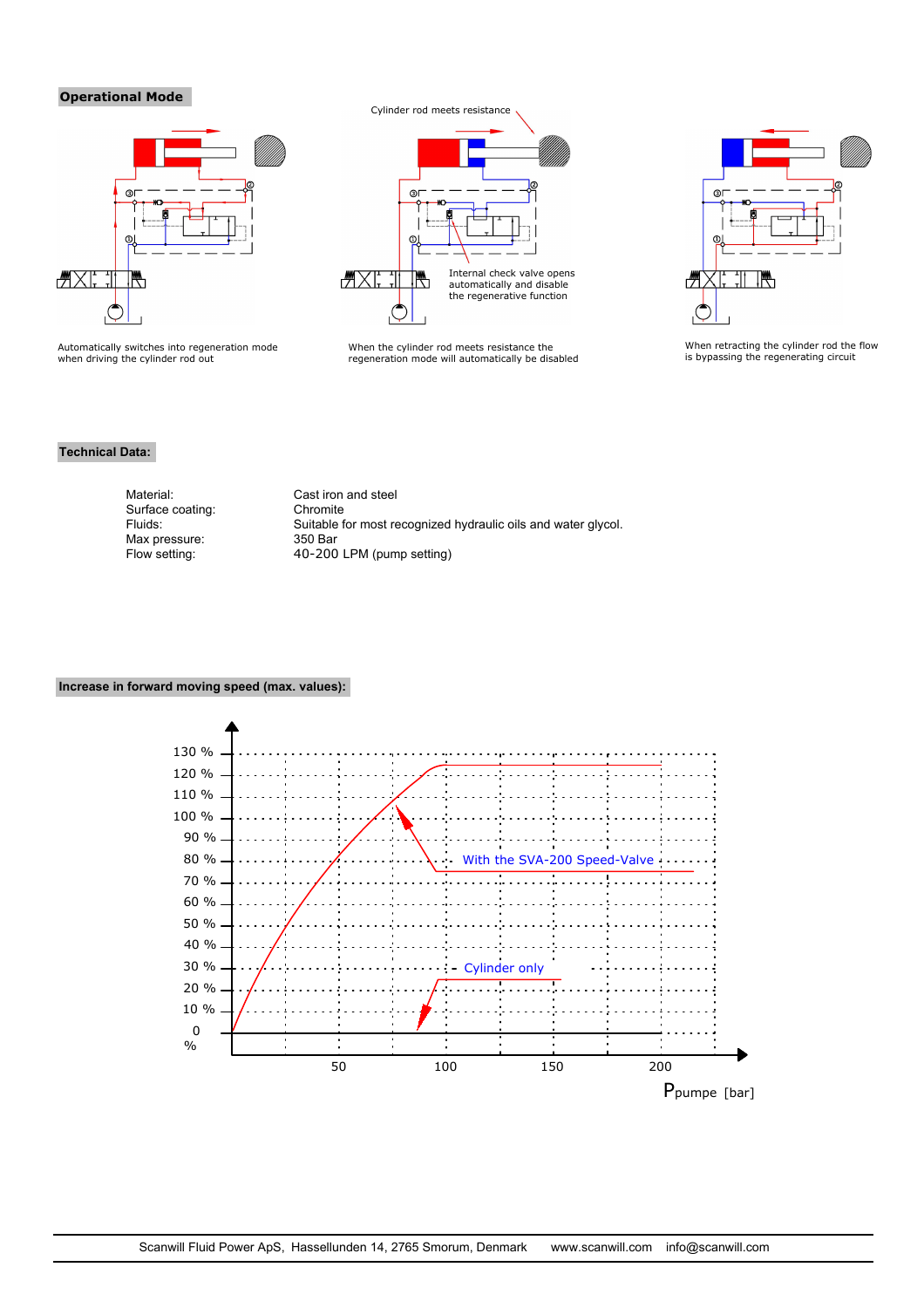## Operational Mode

Cylinder rod meets resistance

Internal check valve opens automatically and disable the regenerative function

Automatically switches into regeneration mode when driving the cylinder rod out

When the cylinder rod meets resistance the regeneration mode will automatically be disabled

When retracting the cylinder rod the flow is bypassing the regenerating circuit

## Technical Data:

| | |
|---|---|
| Material: | Cast iron and steel |
| Surface coating: | Chromite |
| Fluids: | Suitable for most recognized hydraulic oils and water glycol. |
| Max pressure: | 350 Bar |
| Flow setting: | 40-200 LPM (pump setting) |

## Increase in forward moving speed (max. values):

130 %
120 %
110 %
100 %
90 %
80 %
70 %
60 %
50 %
40 %
30 %
20 %
10 %
0 %

50
100
150
200

With the SVA-200 Speed-Valve

Cylinder only

$P_{pumpe}$ [bar]

Scanwill Fluid Power ApS, Hassellunden 14, 2765 Smorum, Denmark www.scanwill.com info@scanwill.com